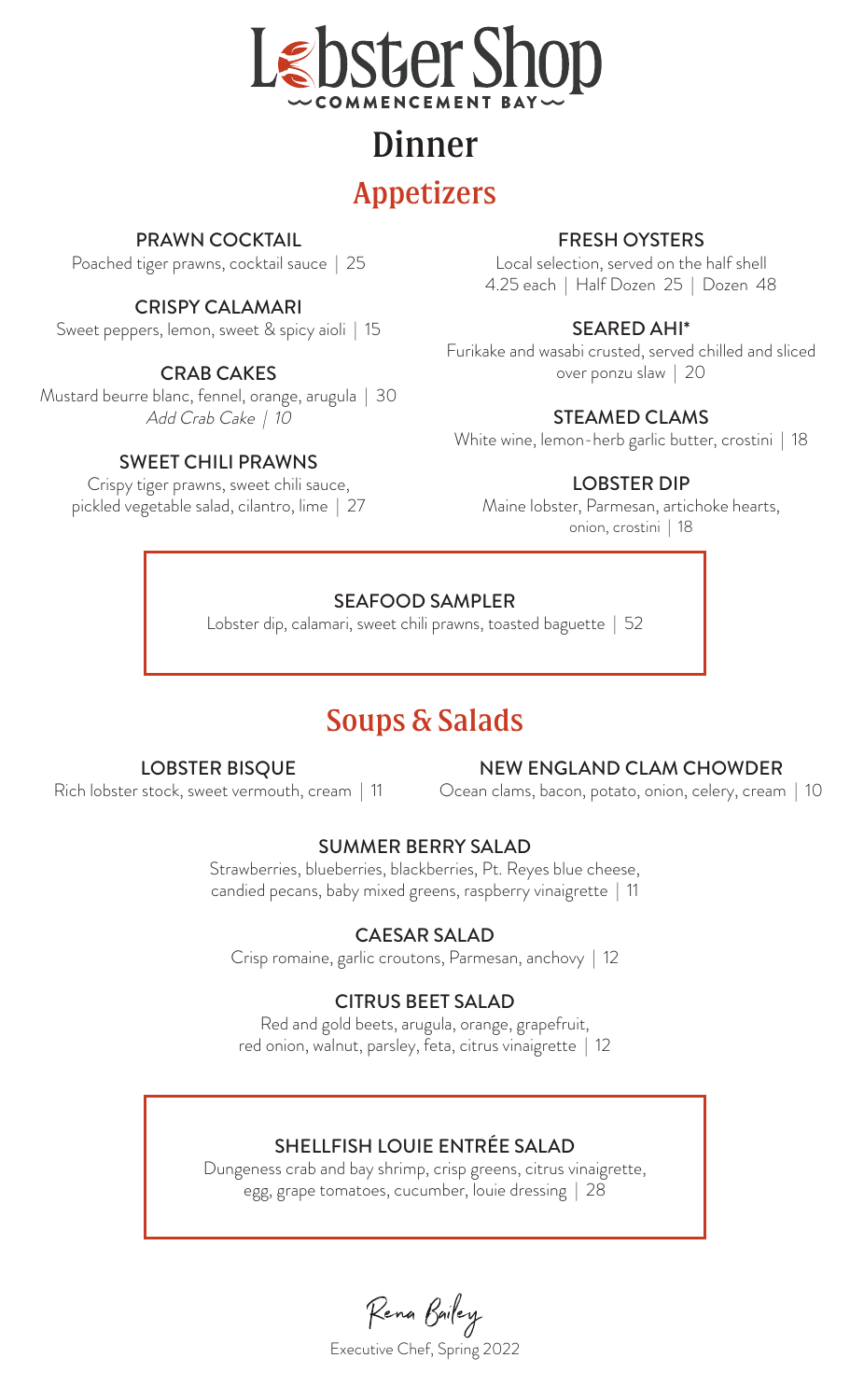# Lobster Shop

COMMENCEMENT BAY

## Dinner

## Appetizers

### PRAWN COCKTAIL

Poached tiger prawns, cocktail sauce | 25

### CRISPY CALAMARI

Sweet peppers, lemon, sweet & spicy aioli | 15

### CRAB CAKES

Mustard beurre blanc, fennel, orange, arugula | 30

*Add Crab Cake | 10*

### SWEET CHILI PRAWNS

Crispy tiger prawns, sweet chili sauce, pickled vegetable salad, cilantro, lime | 27

### FRESH OYSTERS

Local selection, served on the half shell

4.25 each | Half Dozen 25 | Dozen 48

### SEARED AHI*

Furikake and wasabi crusted, served chilled and sliced over ponzu slaw | 20

### STEAMED CLAMS

White wine, lemon-herb garlic butter, crostini | 18

### LOBSTER DIP

Maine lobster, Parmesan, artichoke hearts, onion, crostini | 18

### SEAFOOD SAMPLER

Lobster dip, calamari, sweet chili prawns, toasted baguette | 52

## Soups & Salads

### LOBSTER BISQUE

Rich lobster stock, sweet vermouth, cream | 11

### NEW ENGLAND CLAM CHOWDER

Ocean clams, bacon, potato, onion, celery, cream | 10

### SUMMER BERRY SALAD

Strawberries, blueberries, blackberries, Pt. Reyes blue cheese, candied pecans, baby mixed greens, raspberry vinaigrette | 11

### CAESAR SALAD

Crisp romaine, garlic croutons, Parmesan, anchovy | 12

### CITRUS BEET SALAD

Red and gold beets, arugula, orange, grapefruit, red onion, walnut, parsley, feta, citrus vinaigrette | 12

### SHELLFISH LOUIE ENTRÉE SALAD

Dungeness crab and bay shrimp, crisp greens, citrus vinaigrette, egg, grape tomatoes, cucumber, louie dressing | 28

Rena Bailey

Executive Chef, Spring 2022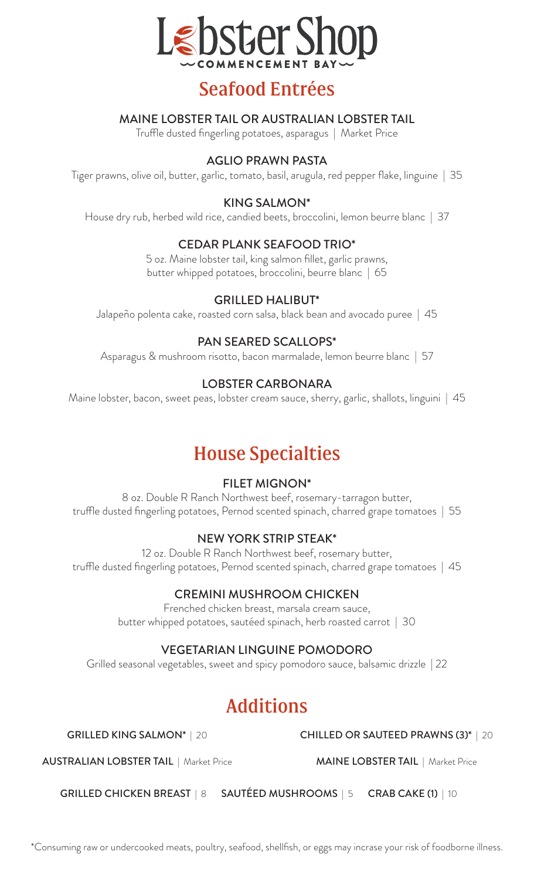# Lobster Shop

COMMENCEMENT BAY

## Seafood Entrées

### MAINE LOBSTER TAIL OR AUSTRALIAN LOBSTER TAIL

Truffle dusted fingerling potatoes, asparagus | Market Price

### AGLIO PRAWN PASTA

Tiger prawns, olive oil, butter, garlic, tomato, basil, arugula, red pepper flake, linguine | 35

### KING SALMON*

House dry rub, herbed wild rice, candied beets, broccolini, lemon beurre blanc | 37

### CEDAR PLANK SEAFOOD TRIO*

5 oz. Maine lobster tail, king salmon fillet, garlic prawns, butter whipped potatoes, broccolini, beurre blanc | 65

### GRILLED HALIBUT*

Jalapeño polenta cake, roasted corn salsa, black bean and avocado puree | 45

### PAN SEARED SCALLOPS*

Asparagus & mushroom risotto, bacon marmalade, lemon beurre blanc | 57

### LOBSTER CARBONARA

Maine lobster, bacon, sweet peas, lobster cream sauce, sherry, garlic, shallots, linguini | 45

## House Specialties

### FILET MIGNON*

8 oz. Double R Ranch Northwest beef, rosemary-tarragon butter, truffle dusted fingerling potatoes, Pernod scented spinach, charred grape tomatoes | 55

### NEW YORK STRIP STEAK*

12 oz. Double R Ranch Northwest beef, rosemary butter, truffle dusted fingerling potatoes, Pernod scented spinach, charred grape tomatoes | 45

### CREMINI MUSHROOM CHICKEN

Frenched chicken breast, marsala cream sauce, butter whipped potatoes, sautéed spinach, herb roasted carrot | 30

### VEGETARIAN LINGUINE POMODORO

Grilled seasonal vegetables, sweet and spicy pomodoro sauce, balsamic drizzle | 22

## Additions

**GRILLED KING SALMON*** | 20

**CHILLED OR SAUTEED PRAWNS (3)*** | 20

**AUSTRALIAN LOBSTER TAIL** | Market Price

**MAINE LOBSTER TAIL** | Market Price

**GRILLED CHICKEN BREAST** | 8

**SAUTÉED MUSHROOMS** | 5

**CRAB CAKE (1)** | 10

*Consuming raw or undercooked meats, poultry, seafood, shellfish, or eggs may incrase your risk of foodborne illness.